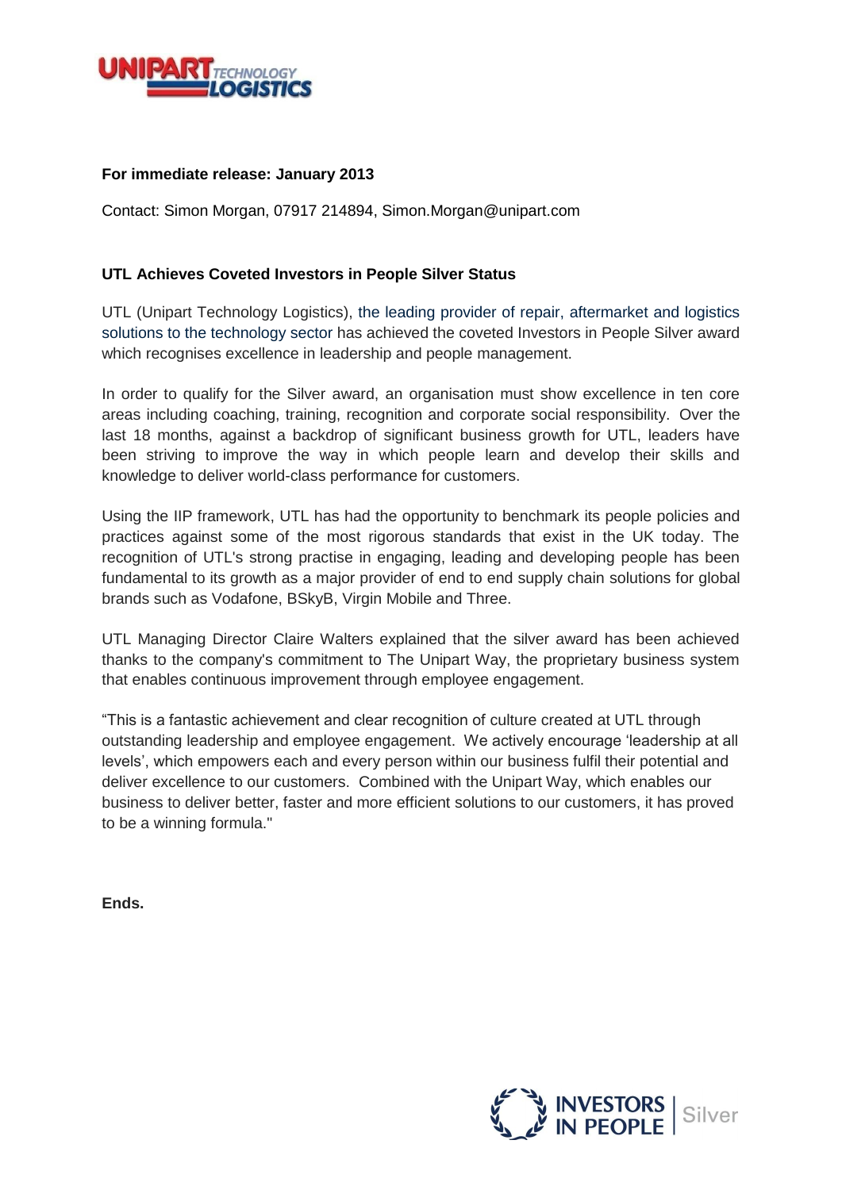**For immediate release: January 2013**

Contact: Simon Morgan, 07917 214894, Simon.Morgan@unipart.com

**UTL Achieves Coveted Investors in People Silver Status**

UTL (Unipart Technology Logistics), the leading provider of repair, aftermarket and logistics solutions to the technology sector has achieved the coveted Investors in People Silver award which recognises excellence in leadership and people management.

In order to qualify for the Silver award, an organisation must show excellence in ten core areas including coaching, training, recognition and corporate social responsibility. Over the last 18 months, against a backdrop of significant business growth for UTL, leaders have been striving to improve the way in which people learn and develop their skills and knowledge to deliver world-class performance for customers.

Using the IIP framework, UTL has had the opportunity to benchmark its people policies and practices against some of the most rigorous standards that exist in the UK today. The recognition of UTL's strong practise in engaging, leading and developing people has been fundamental to its growth as a major provider of end to end supply chain solutions for global brands such as Vodafone, BSkyB, Virgin Mobile and Three.

UTL Managing Director Claire Walters explained that the silver award has been achieved thanks to the company's commitment to The Unipart Way, the proprietary business system that enables continuous improvement through employee engagement.

"This is a fantastic achievement and clear recognition of culture created at UTL through outstanding leadership and employee engagement. We actively encourage 'leadership at all levels', which empowers each and every person within our business fulfil their potential and deliver excellence to our customers. Combined with the Unipart Way, which enables our business to deliver better, faster and more efficient solutions to our customers, it has proved to be a winning formula."

**Ends.**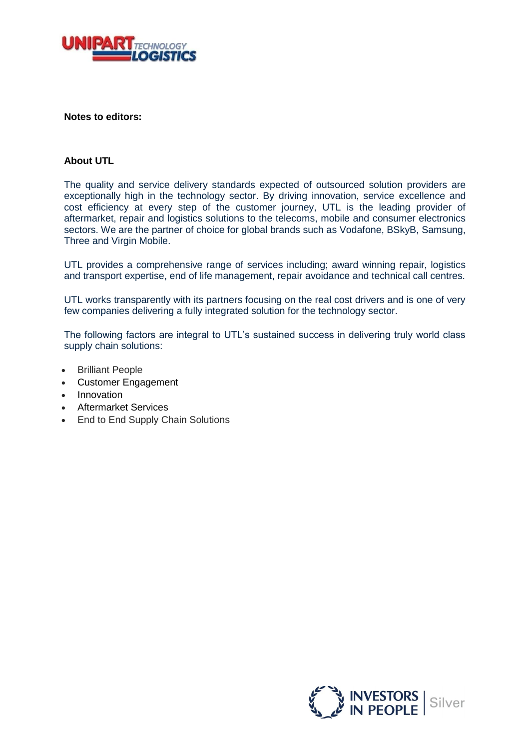**Notes to editors:**

**About UTL**

The quality and service delivery standards expected of outsourced solution providers are exceptionally high in the technology sector. By driving innovation, service excellence and cost efficiency at every step of the customer journey, UTL is the leading provider of aftermarket, repair and logistics solutions to the telecoms, mobile and consumer electronics sectors. We are the partner of choice for global brands such as Vodafone, BSkyB, Samsung, Three and Virgin Mobile.

UTL provides a comprehensive range of services including; award winning repair, logistics and transport expertise, end of life management, repair avoidance and technical call centres.

UTL works transparently with its partners focusing on the real cost drivers and is one of very few companies delivering a fully integrated solution for the technology sector.

The following factors are integral to UTL's sustained success in delivering truly world class supply chain solutions:

- Brilliant People
- Customer Engagement
- Innovation
- Aftermarket Services
- End to End Supply Chain Solutions